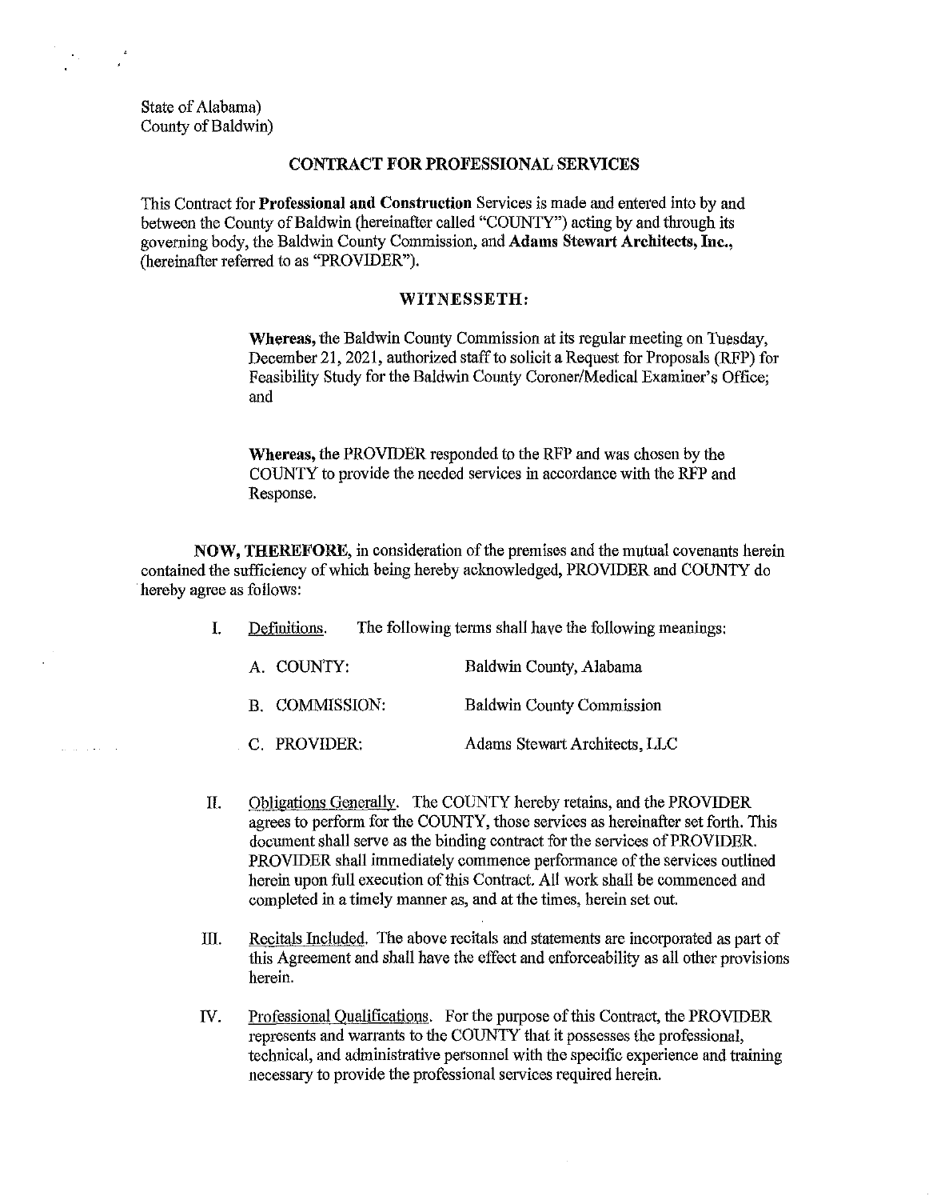State of Alabama)
County of Baldwin)

## CONTRACT FOR PROFESSIONAL SERVICES

This Contract for **Professional and Construction** Services is made and entered into by and between the County of Baldwin (hereinafter called "COUNTY") acting by and through its governing body, the Baldwin County Commission, and **Adams Stewart Architects, Inc.**, (hereinafter referred to as "PROVIDER").

### WITNESSETH:

> **Whereas,** the Baldwin County Commission at its regular meeting on Tuesday, December 21, 2021, authorized staff to solicit a Request for Proposals (RFP) for Feasibility Study for the Baldwin County Coroner/Medical Examiner's Office; and
>
> **Whereas,** the PROVIDER responded to the RFP and was chosen by the COUNTY to provide the needed services in accordance with the RFP and Response.

**NOW, THEREFORE,** in consideration of the premises and the mutual covenants herein contained the sufficiency of which being hereby acknowledged, PROVIDER and COUNTY do hereby agree as follows:

I. Definitions. The following terms shall have the following meanings:

| | |
|---|---|
| A. COUNTY: | Baldwin County, Alabama |
| B. COMMISSION: | Baldwin County Commission |
| C. PROVIDER: | Adams Stewart Architects, LLC |

II. Obligations Generally. The COUNTY hereby retains, and the PROVIDER agrees to perform for the COUNTY, those services as hereinafter set forth. This document shall serve as the binding contract for the services of PROVIDER. PROVIDER shall immediately commence performance of the services outlined herein upon full execution of this Contract. All work shall be commenced and completed in a timely manner as, and at the times, herein set out.

III. Recitals Included. The above recitals and statements are incorporated as part of this Agreement and shall have the effect and enforceability as all other provisions herein.

IV. Professional Qualifications. For the purpose of this Contract, the PROVIDER represents and warrants to the COUNTY that it possesses the professional, technical, and administrative personnel with the specific experience and training necessary to provide the professional services required herein.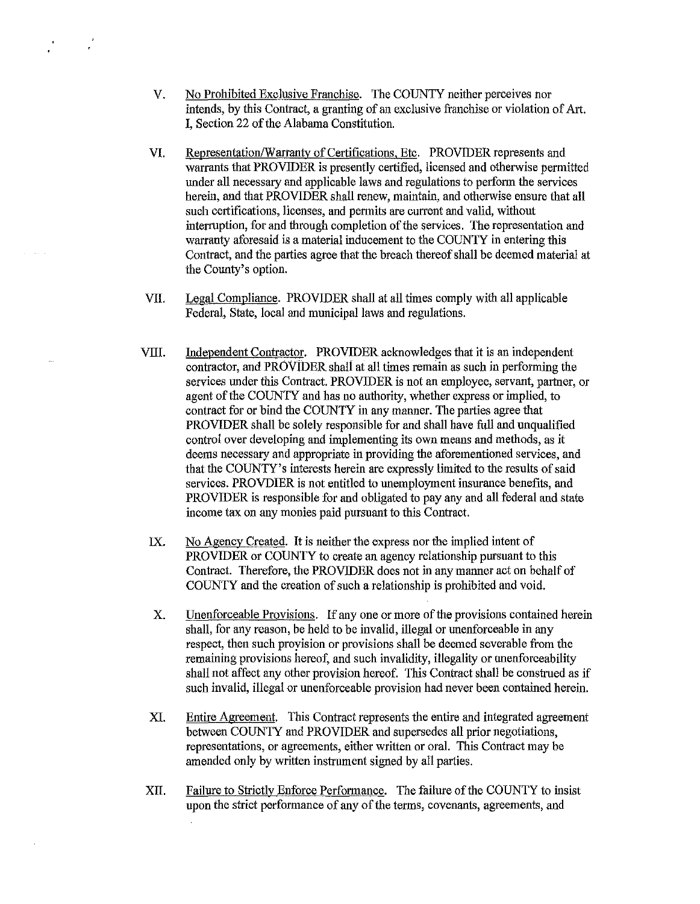V. No Prohibited Exclusive Franchise. The COUNTY neither perceives nor intends, by this Contract, a granting of an exclusive franchise or violation of Art. I, Section 22 of the Alabama Constitution.

VI. Representation/Warranty of Certifications, Etc. PROVIDER represents and warrants that PROVIDER is presently certified, licensed and otherwise permitted under all necessary and applicable laws and regulations to perform the services herein, and that PROVIDER shall renew, maintain, and otherwise ensure that all such certifications, licenses, and permits are current and valid, without interruption, for and through completion of the services. The representation and warranty aforesaid is a material inducement to the COUNTY in entering this Contract, and the parties agree that the breach thereof shall be deemed material at the County's option.

VII. Legal Compliance. PROVIDER shall at all times comply with all applicable Federal, State, local and municipal laws and regulations.

VIII. Independent Contractor. PROVIDER acknowledges that it is an independent contractor, and PROVIDER shall at all times remain as such in performing the services under this Contract. PROVIDER is not an employee, servant, partner, or agent of the COUNTY and has no authority, whether express or implied, to contract for or bind the COUNTY in any manner. The parties agree that PROVIDER shall be solely responsible for and shall have full and unqualified control over developing and implementing its own means and methods, as it deems necessary and appropriate in providing the aforementioned services, and that the COUNTY's interests herein are expressly limited to the results of said services. PROVDIER is not entitled to unemployment insurance benefits, and PROVIDER is responsible for and obligated to pay any and all federal and state income tax on any monies paid pursuant to this Contract.

IX. No Agency Created. It is neither the express nor the implied intent of PROVIDER or COUNTY to create an agency relationship pursuant to this Contract. Therefore, the PROVIDER does not in any manner act on behalf of COUNTY and the creation of such a relationship is prohibited and void.

X. Unenforceable Provisions. If any one or more of the provisions contained herein shall, for any reason, be held to be invalid, illegal or unenforceable in any respect, then such provision or provisions shall be deemed severable from the remaining provisions hereof, and such invalidity, illegality or unenforceability shall not affect any other provision hereof. This Contract shall be construed as if such invalid, illegal or unenforceable provision had never been contained herein.

XI. Entire Agreement. This Contract represents the entire and integrated agreement between COUNTY and PROVIDER and supersedes all prior negotiations, representations, or agreements, either written or oral. This Contract may be amended only by written instrument signed by all parties.

XII. Failure to Strictly Enforce Performance. The failure of the COUNTY to insist upon the strict performance of any of the terms, covenants, agreements, and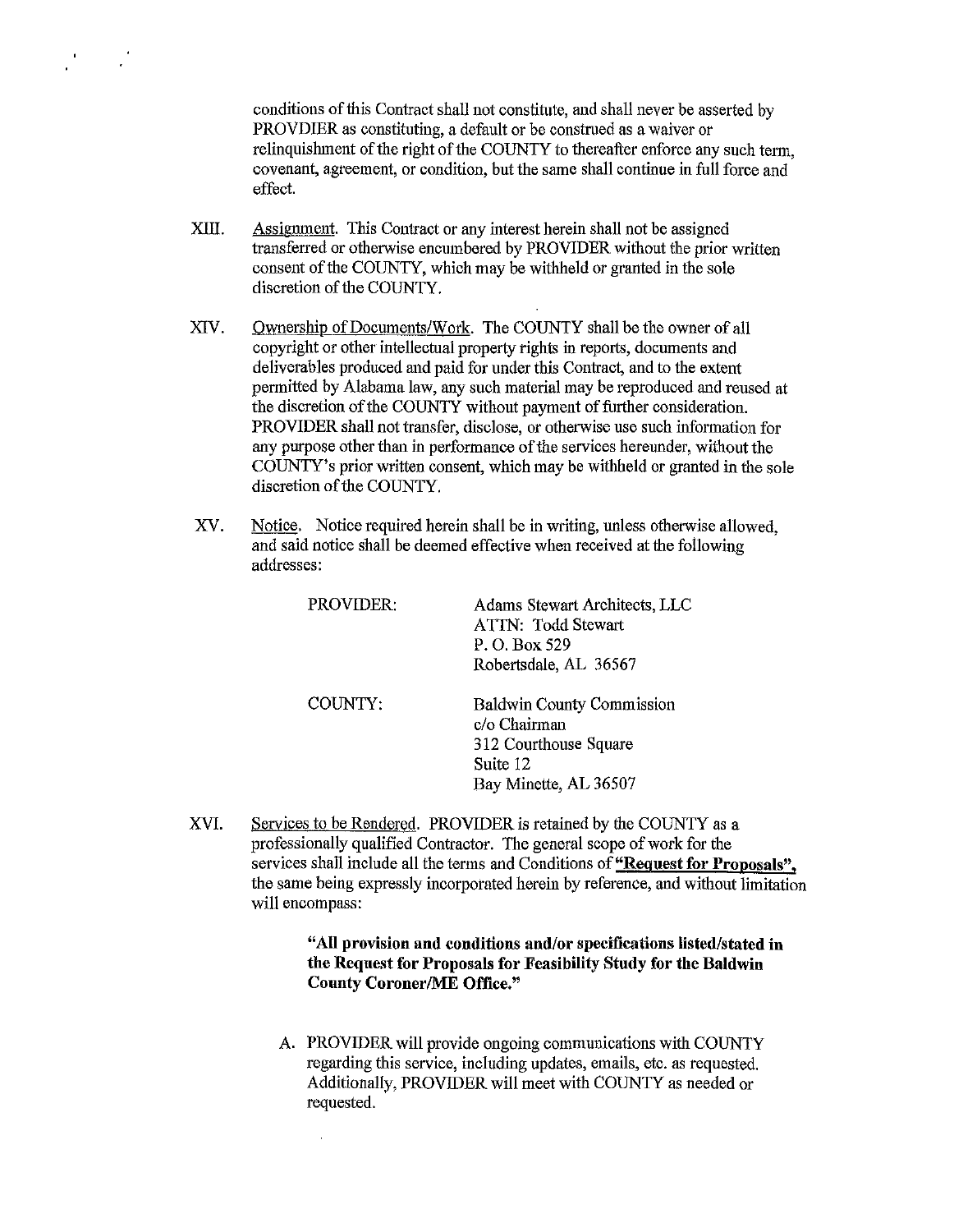conditions of this Contract shall not constitute, and shall never be asserted by PROVDIER as constituting, a default or be construed as a waiver or relinquishment of the right of the COUNTY to thereafter enforce any such term, covenant, agreement, or condition, but the same shall continue in full force and effect.

XIII. Assignment. This Contract or any interest herein shall not be assigned transferred or otherwise encumbered by PROVIDER without the prior written consent of the COUNTY, which may be withheld or granted in the sole discretion of the COUNTY.

XIV. Ownership of Documents/Work. The COUNTY shall be the owner of all copyright or other intellectual property rights in reports, documents and deliverables produced and paid for under this Contract, and to the extent permitted by Alabama law, any such material may be reproduced and reused at the discretion of the COUNTY without payment of further consideration. PROVIDER shall not transfer, disclose, or otherwise use such information for any purpose other than in performance of the services hereunder, without the COUNTY's prior written consent, which may be withheld or granted in the sole discretion of the COUNTY.

XV. Notice. Notice required herein shall be in writing, unless otherwise allowed, and said notice shall be deemed effective when received at the following addresses:

PROVIDER:

Adams Stewart Architects, LLC
ATTN: Todd Stewart
P. O. Box 529
Robertsdale, AL 36567

COUNTY:

Baldwin County Commission
c/o Chairman
312 Courthouse Square
Suite 12
Bay Minette, AL 36507

XVI. Services to be Rendered. PROVIDER is retained by the COUNTY as a professionally qualified Contractor. The general scope of work for the services shall include all the terms and Conditions of **"Request for Proposals"**, the same being expressly incorporated herein by reference, and without limitation will encompass:

> **"All provision and conditions and/or specifications listed/stated in the Request for Proposals for Feasibility Study for the Baldwin County Coroner/ME Office."**

A. PROVIDER will provide ongoing communications with COUNTY regarding this service, including updates, emails, etc. as requested. Additionally, PROVIDER will meet with COUNTY as needed or requested.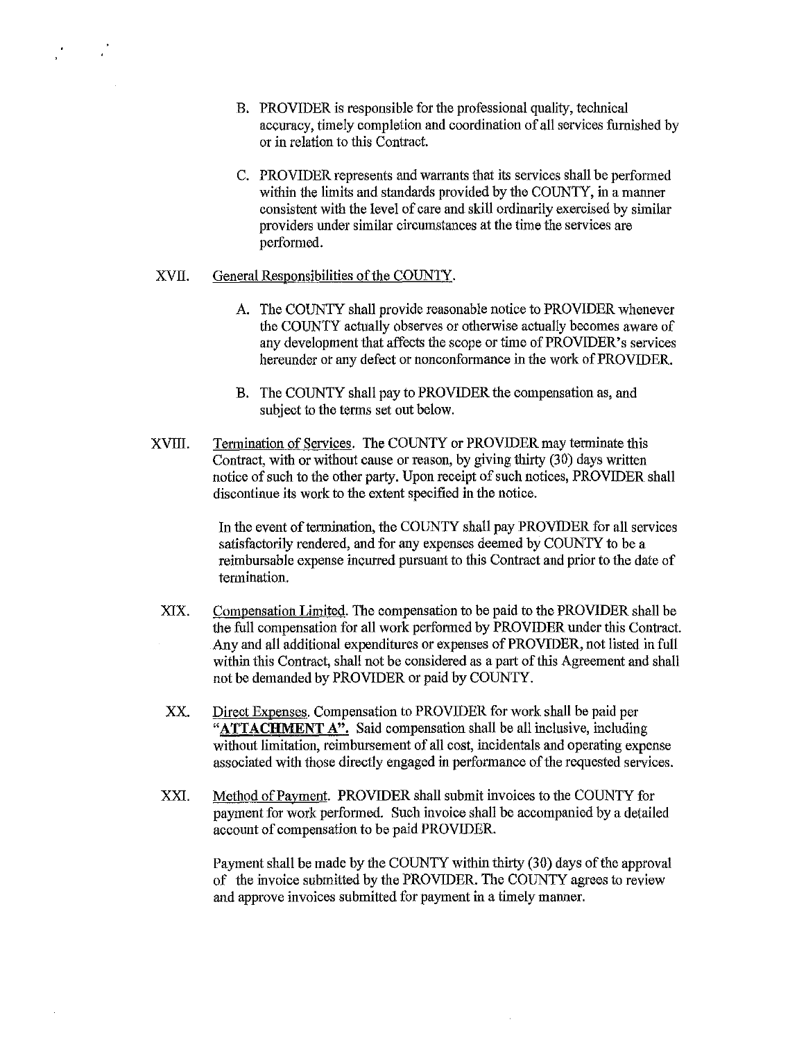B. PROVIDER is responsible for the professional quality, technical accuracy, timely completion and coordination of all services furnished by or in relation to this Contract.

C. PROVIDER represents and warrants that its services shall be performed within the limits and standards provided by the COUNTY, in a manner consistent with the level of care and skill ordinarily exercised by similar providers under similar circumstances at the time the services are performed.

XVII. General Responsibilities of the COUNTY.

A. The COUNTY shall provide reasonable notice to PROVIDER whenever the COUNTY actually observes or otherwise actually becomes aware of any development that affects the scope or time of PROVIDER's services hereunder or any defect or nonconformance in the work of PROVIDER.

B. The COUNTY shall pay to PROVIDER the compensation as, and subject to the terms set out below.

XVIII. Termination of Services. The COUNTY or PROVIDER may terminate this Contract, with or without cause or reason, by giving thirty (30) days written notice of such to the other party. Upon receipt of such notices, PROVIDER shall discontinue its work to the extent specified in the notice.

In the event of termination, the COUNTY shall pay PROVIDER for all services satisfactorily rendered, and for any expenses deemed by COUNTY to be a reimbursable expense incurred pursuant to this Contract and prior to the date of termination.

XIX. Compensation Limited. The compensation to be paid to the PROVIDER shall be the full compensation for all work performed by PROVIDER under this Contract. Any and all additional expenditures or expenses of PROVIDER, not listed in full within this Contract, shall not be considered as a part of this Agreement and shall not be demanded by PROVIDER or paid by COUNTY.

XX. Direct Expenses. Compensation to PROVIDER for work shall be paid per "**ATTACHMENT A".** Said compensation shall be all inclusive, including without limitation, reimbursement of all cost, incidentals and operating expense associated with those directly engaged in performance of the requested services.

XXI. Method of Payment. PROVIDER shall submit invoices to the COUNTY for payment for work performed. Such invoice shall be accompanied by a detailed account of compensation to be paid PROVIDER.

Payment shall be made by the COUNTY within thirty (30) days of the approval of the invoice submitted by the PROVIDER. The COUNTY agrees to review and approve invoices submitted for payment in a timely manner.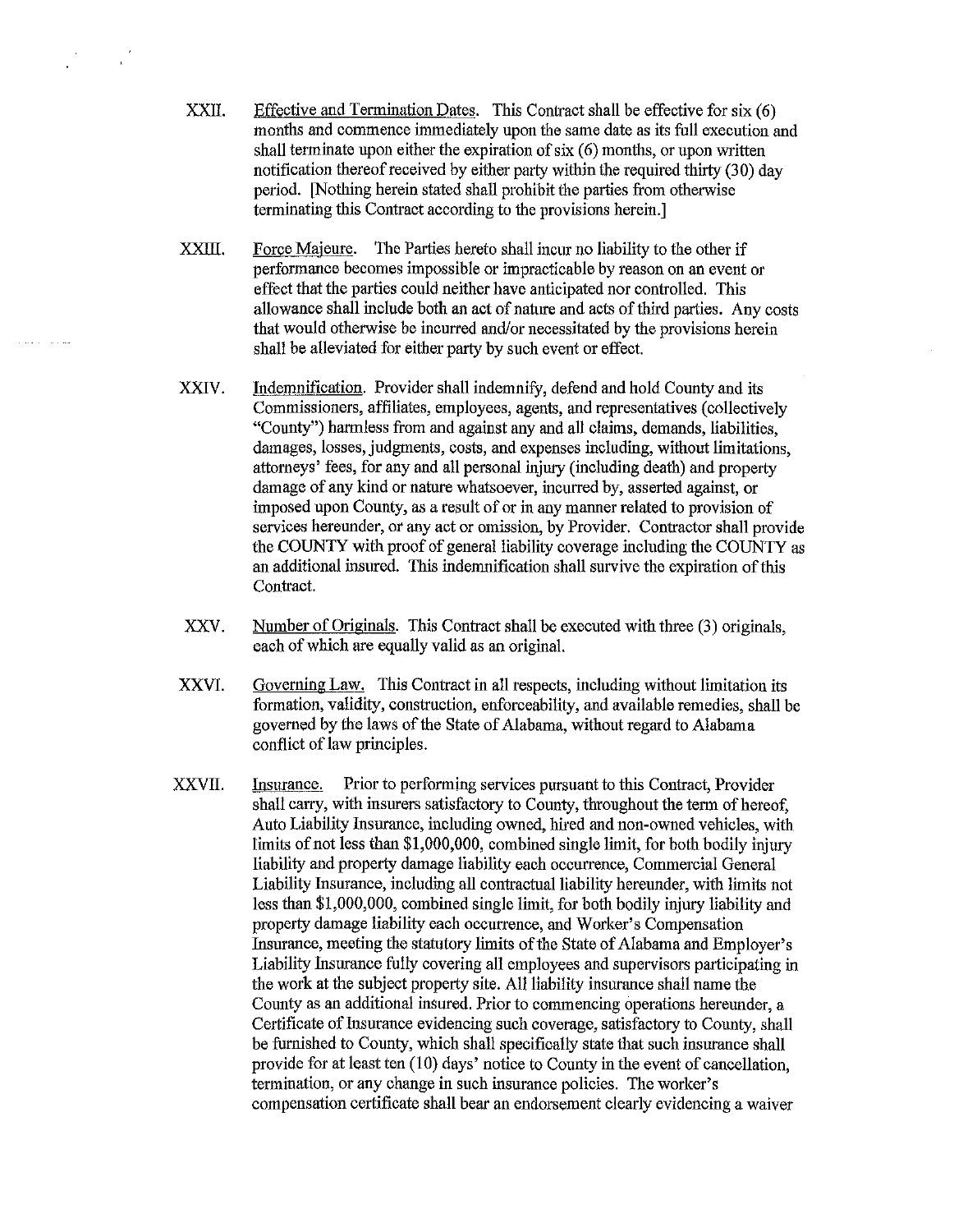XXII. Effective and Termination Dates. This Contract shall be effective for six (6) months and commence immediately upon the same date as its full execution and shall terminate upon either the expiration of six (6) months, or upon written notification thereof received by either party within the required thirty (30) day period. [Nothing herein stated shall prohibit the parties from otherwise terminating this Contract according to the provisions herein.]

XXIII. Force Majeure. The Parties hereto shall incur no liability to the other if performance becomes impossible or impracticable by reason on an event or effect that the parties could neither have anticipated nor controlled. This allowance shall include both an act of nature and acts of third parties. Any costs that would otherwise be incurred and/or necessitated by the provisions herein shall be alleviated for either party by such event or effect.

XXIV. Indemnification. Provider shall indemnify, defend and hold County and its Commissioners, affiliates, employees, agents, and representatives (collectively "County") harmless from and against any and all claims, demands, liabilities, damages, losses, judgments, costs, and expenses including, without limitations, attorneys' fees, for any and all personal injury (including death) and property damage of any kind or nature whatsoever, incurred by, asserted against, or imposed upon County, as a result of or in any manner related to provision of services hereunder, or any act or omission, by Provider. Contractor shall provide the COUNTY with proof of general liability coverage including the COUNTY as an additional insured. This indemnification shall survive the expiration of this Contract.

XXV. Number of Originals. This Contract shall be executed with three (3) originals, each of which are equally valid as an original.

XXVI. Governing Law. This Contract in all respects, including without limitation its formation, validity, construction, enforceability, and available remedies, shall be governed by the laws of the State of Alabama, without regard to Alabama conflict of law principles.

XXVII. Insurance. Prior to performing services pursuant to this Contract, Provider shall carry, with insurers satisfactory to County, throughout the term of hereof, Auto Liability Insurance, including owned, hired and non-owned vehicles, with limits of not less than $1,000,000, combined single limit, for both bodily injury liability and property damage liability each occurrence, Commercial General Liability Insurance, including all contractual liability hereunder, with limits not less than $1,000,000, combined single limit, for both bodily injury liability and property damage liability each occurrence, and Worker's Compensation Insurance, meeting the statutory limits of the State of Alabama and Employer's Liability Insurance fully covering all employees and supervisors participating in the work at the subject property site. All liability insurance shall name the County as an additional insured. Prior to commencing operations hereunder, a Certificate of Insurance evidencing such coverage, satisfactory to County, shall be furnished to County, which shall specifically state that such insurance shall provide for at least ten (10) days' notice to County in the event of cancellation, termination, or any change in such insurance policies. The worker's compensation certificate shall bear an endorsement clearly evidencing a waiver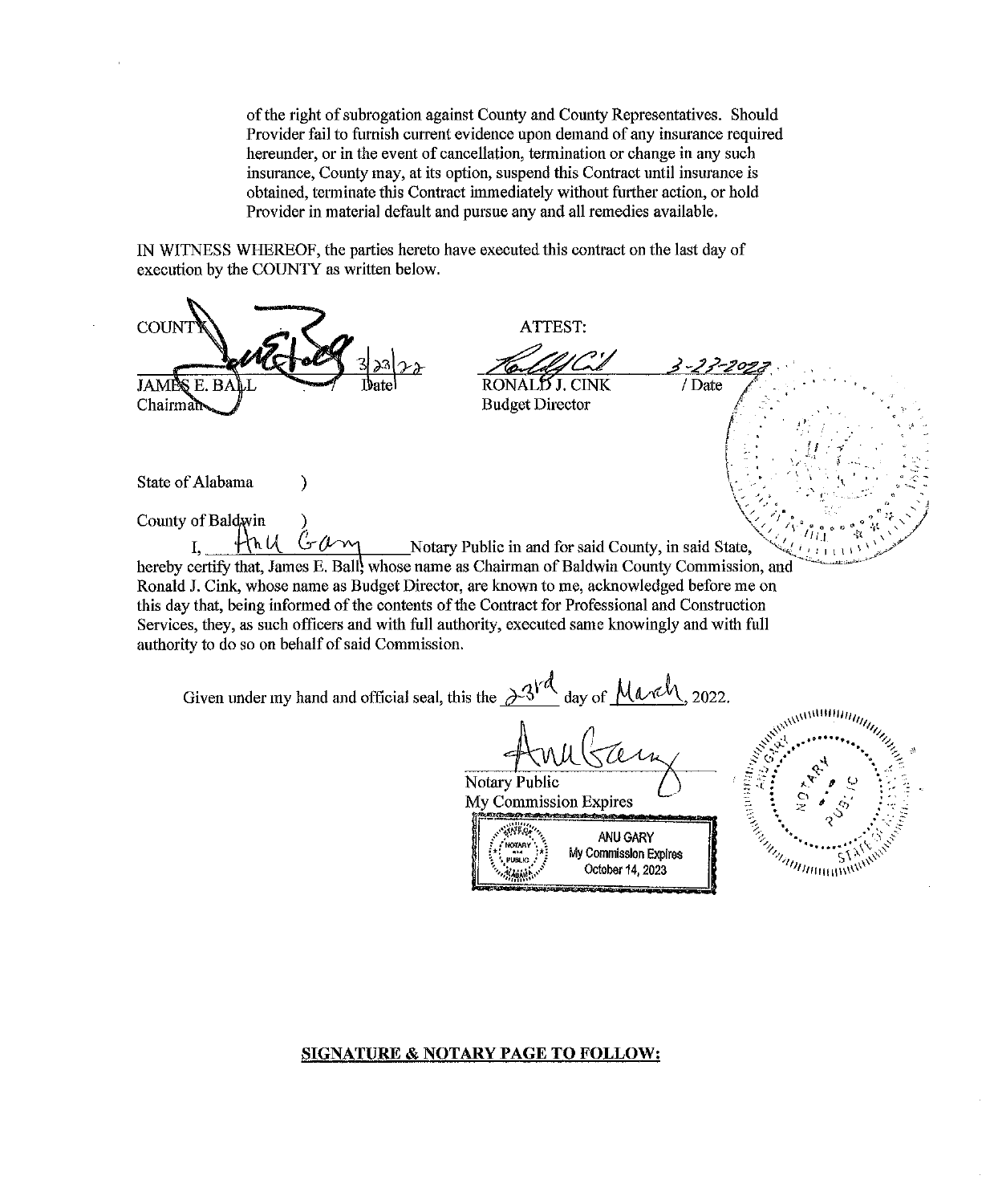of the right of subrogation against County and County Representatives. Should Provider fail to furnish current evidence upon demand of any insurance required hereunder, or in the event of cancellation, termination or change in any such insurance, County may, at its option, suspend this Contract until insurance is obtained, terminate this Contract immediately without further action, or hold Provider in material default and pursue any and all remedies available.

IN WITNESS WHEREOF, the parties hereto have executed this contract on the last day of execution by the COUNTY as written below.

COUNTY

3/23/22

JAMES E. BALL Date
Chairman

ATTEST:

3-23-2022

RONALD J. CINK / Date
Budget Director

State of Alabama )

County of Baldwin )

I, Anu Gary Notary Public in and for said County, in said State, hereby certify that, James E. Ball, whose name as Chairman of Baldwin County Commission, and Ronald J. Cink, whose name as Budget Director, are known to me, acknowledged before me on this day that, being informed of the contents of the Contract for Professional and Construction Services, they, as such officers and with full authority, executed same knowingly and with full authority to do so on behalf of said Commission.

Given under my hand and official seal, this the 23rd day of March, 2022.

Notary Public
My Commission Expires

ANU GARY
My Commission Expires
October 14, 2023

**SIGNATURE & NOTARY PAGE TO FOLLOW:**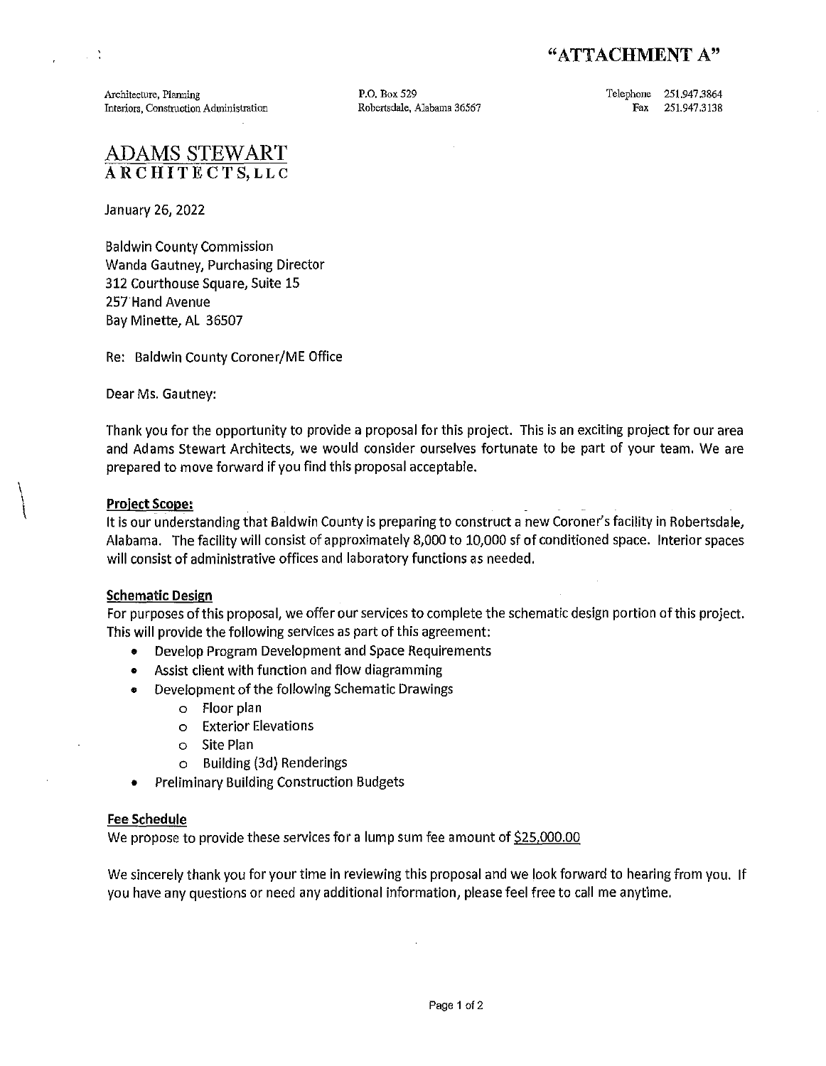**"ATTACHMENT A"**

Architecture, Planning
Interiors, Construction Administration

P.O. Box 529
Robertsdale, Alabama 36567

Telephone 251.947.3864
Fax 251.947.3138

# ADAMS STEWART ARCHITECTS, LLC

January 26, 2022

Baldwin County Commission
Wanda Gautney, Purchasing Director
312 Courthouse Square, Suite 15
257 Hand Avenue
Bay Minette, AL 36507

Re: Baldwin County Coroner/ME Office

Dear Ms. Gautney:

Thank you for the opportunity to provide a proposal for this project. This is an exciting project for our area and Adams Stewart Architects, we would consider ourselves fortunate to be part of your team. We are prepared to move forward if you find this proposal acceptable.

**Project Scope:**
It is our understanding that Baldwin County is preparing to construct a new Coroner's facility in Robertsdale, Alabama. The facility will consist of approximately 8,000 to 10,000 sf of conditioned space. Interior spaces will consist of administrative offices and laboratory functions as needed.

**Schematic Design**
For purposes of this proposal, we offer our services to complete the schematic design portion of this project. This will provide the following services as part of this agreement:

- Develop Program Development and Space Requirements
- Assist client with function and flow diagramming
- Development of the following Schematic Drawings
  - Floor plan
  - Exterior Elevations
  - Site Plan
  - Building (3d) Renderings
- Preliminary Building Construction Budgets

**Fee Schedule**
We propose to provide these services for a lump sum fee amount of $25,000.00

We sincerely thank you for your time in reviewing this proposal and we look forward to hearing from you. If you have any questions or need any additional information, please feel free to call me anytime.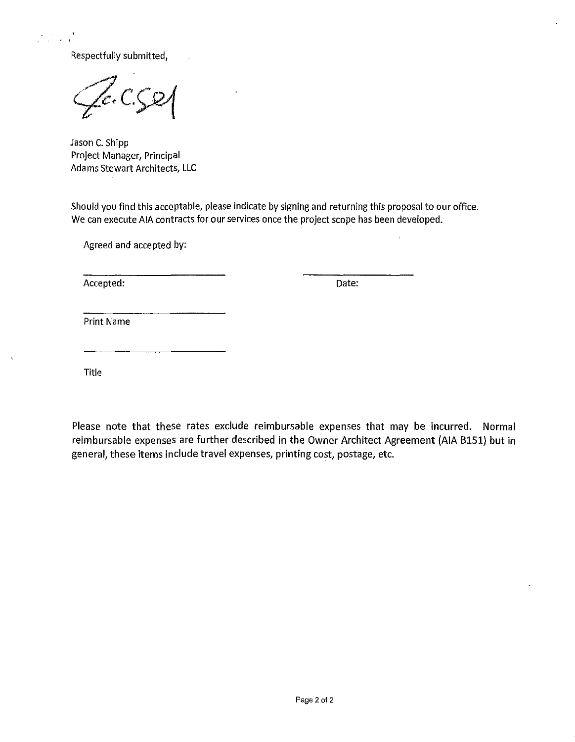Respectfully submitted,

Jason C. Shipp
Project Manager, Principal
Adams Stewart Architects, LLC

Should you find this acceptable, please indicate by signing and returning this proposal to our office. We can execute AIA contracts for our services once the project scope has been developed.

Agreed and accepted by:

\_\_\_\_\_\_\_\_\_\_\_\_\_\_\_\_\_\_\_\_\_\_\_\_ \_\_\_\_\_\_\_\_\_\_\_\_\_\_\_\_\_\_\_\_

Accepted: Date:

\_\_\_\_\_\_\_\_\_\_\_\_\_\_\_\_\_\_\_\_\_\_\_\_

Print Name

\_\_\_\_\_\_\_\_\_\_\_\_\_\_\_\_\_\_\_\_\_\_\_\_

Title

Please note that these rates exclude reimbursable expenses that may be incurred. Normal reimbursable expenses are further described in the Owner Architect Agreement (AIA B151) but in general, these items include travel expenses, printing cost, postage, etc.